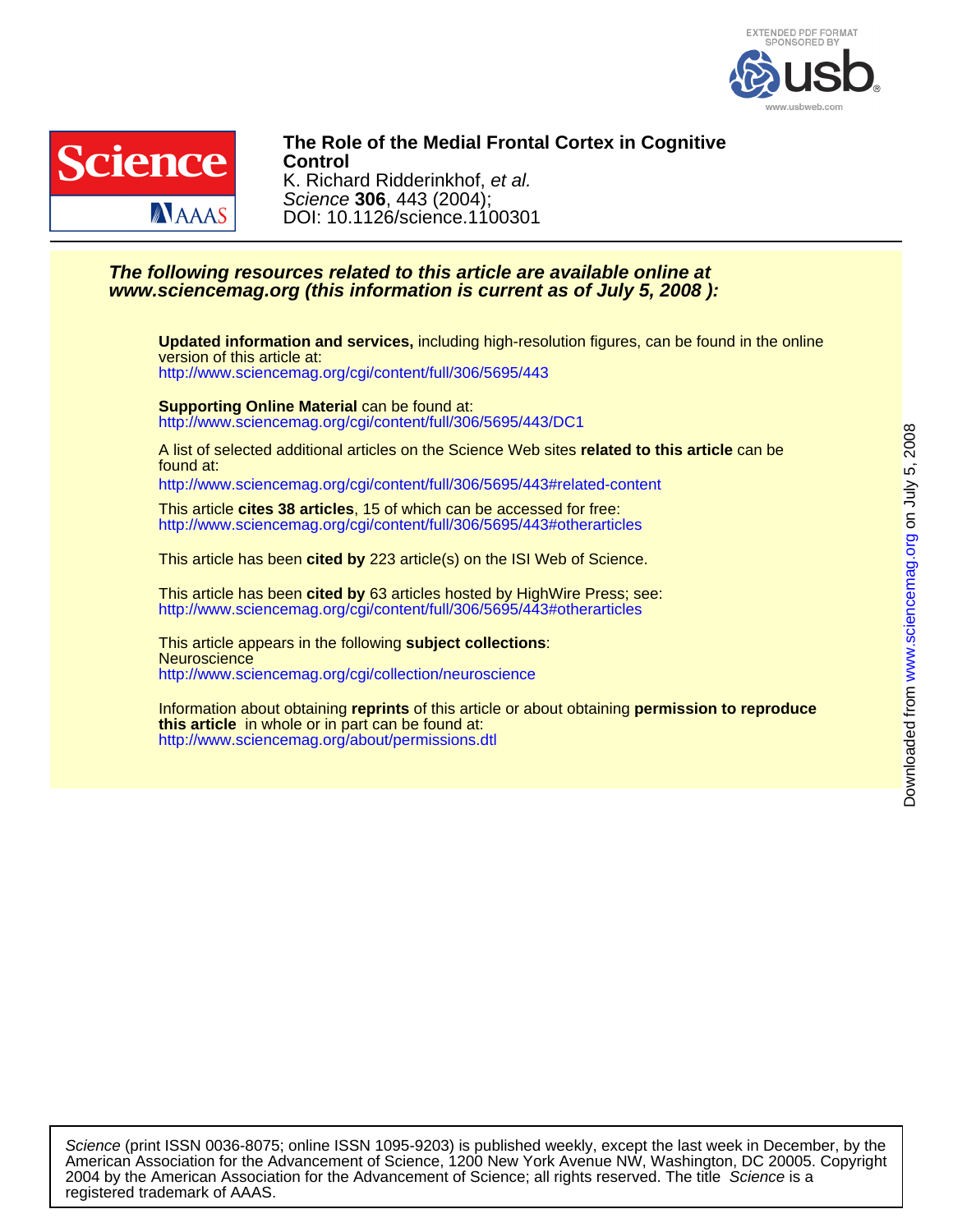# The Role of the Medial Frontal Cortex in Cognitive Control

K. Richard Ridderinkhof, *et al.*

*Science* **306**, 443 (2004);

DOI: 10.1126/science.1100301

***The following resources related to this article are available online at www.sciencemag.org (this information is current as of July 5, 2008 ):***

**Updated information and services,** including high-resolution figures, can be found in the online version of this article at:
http://www.sciencemag.org/cgi/content/full/306/5695/443

**Supporting Online Material** can be found at:
http://www.sciencemag.org/cgi/content/full/306/5695/443/DC1

A list of selected additional articles on the Science Web sites **related to this article** can be found at:
http://www.sciencemag.org/cgi/content/full/306/5695/443#related-content

This article **cites 38 articles**, 15 of which can be accessed for free:
http://www.sciencemag.org/cgi/content/full/306/5695/443#otherarticles

This article has been **cited by** 223 article(s) on the ISI Web of Science.

This article has been **cited by** 63 articles hosted by HighWire Press; see:
http://www.sciencemag.org/cgi/content/full/306/5695/443#otherarticles

This article appears in the following **subject collections**:
Neuroscience
http://www.sciencemag.org/cgi/collection/neuroscience

Information about obtaining **reprints** of this article or about obtaining **permission to reproduce this article** in whole or in part can be found at:
http://www.sciencemag.org/about/permissions.dtl

*Science* (print ISSN 0036-8075; online ISSN 1095-9203) is published weekly, except the last week in December, by the American Association for the Advancement of Science, 1200 New York Avenue NW, Washington, DC 20005. Copyright 2004 by the American Association for the Advancement of Science; all rights reserved. The title *Science* is a registered trademark of AAAS.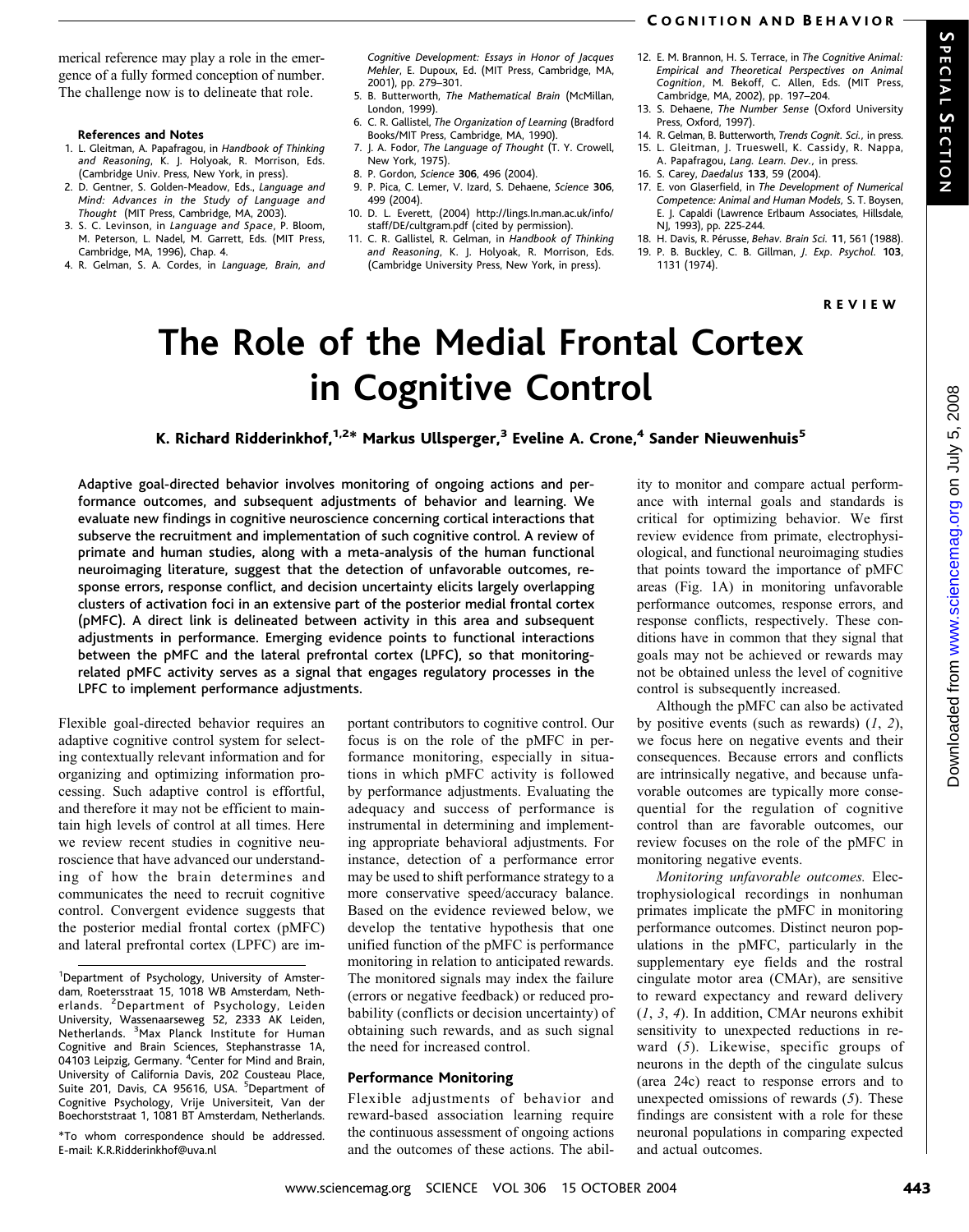merical reference may play a role in the emergence of a fully formed conception of number. The challenge now is to delineate that role.

**References and Notes**

1. L. Gleitman, A. Papafragou, in *Handbook of Thinking and Reasoning*, K. J. Holyoak, R. Morrison, Eds. (Cambridge Univ. Press, New York, in press).
2. D. Gentner, S. Golden-Meadow, Eds., *Language and Mind: Advances in the Study of Language and Thought* (MIT Press, Cambridge, MA, 2003).
3. S. C. Levinson, in *Language and Space*, P. Bloom, M. Peterson, L. Nadel, M. Garrett, Eds. (MIT Press, Cambridge, MA, 1996), Chap. 4.
4. R. Gelman, S. A. Cordes, in *Language, Brain, and Cognitive Development: Essays in Honor of Jacques Mehler*, E. Dupoux, Ed. (MIT Press, Cambridge, MA, 2001), pp. 279–301.
5. B. Butterworth, *The Mathematical Brain* (McMillan, London, 1999).
6. C. R. Gallistel, *The Organization of Learning* (Bradford Books/MIT Press, Cambridge, MA, 1990).
7. J. A. Fodor, *The Language of Thought* (T. Y. Crowell, New York, 1975).
8. P. Gordon, *Science* **306**, 496 (2004).
9. P. Pica, C. Lemer, V. Izard, S. Dehaene, *Science* **306**, 499 (2004).
10. D. L. Everett, (2004) http://lings.ln.man.ac.uk/info/staff/DE/cultgram.pdf (cited by permission).
11. C. R. Gallistel, R. Gelman, in *Handbook of Thinking and Reasoning*, K. J. Holyoak, R. Morrison, Eds. (Cambridge University Press, New York, in press).
12. E. M. Brannon, H. S. Terrace, in *The Cognitive Animal: Empirical and Theoretical Perspectives on Animal Cognition*, M. Bekoff, C. Allen, Eds. (MIT Press, Cambridge, MA, 2002), pp. 197–204.
13. S. Dehaene, *The Number Sense* (Oxford University Press, Oxford, 1997).
14. R. Gelman, B. Butterworth, *Trends Cognit. Sci.*, in press.
15. L. Gleitman, J. Trueswell, K. Cassidy, R. Nappa, A. Papafragou, *Lang. Learn. Dev.*, in press.
16. S. Carey, *Daedalus* **133**, 59 (2004).
17. E. von Glaserfield, in *The Development of Numerical Competence: Animal and Human Models*, S. T. Boysen, E. J. Capaldi (Lawrence Erlbaum Associates, Hillsdale, NJ, 1993), pp. 225-244.
18. H. Davis, R. Pérusse, *Behav. Brain Sci.* **11**, 561 (1988).
19. P. B. Buckley, C. B. Gillman, *J. Exp. Psychol.* **103**, 1131 (1974).

REVIEW

# The Role of the Medial Frontal Cortex in Cognitive Control

**K. Richard Ridderinkhof,[1,2]* Markus Ullsperger,[3] Eveline A. Crone,[4] Sander Nieuwenhuis[5]**

**Adaptive goal-directed behavior involves monitoring of ongoing actions and performance outcomes, and subsequent adjustments of behavior and learning. We evaluate new findings in cognitive neuroscience concerning cortical interactions that subserve the recruitment and implementation of such cognitive control. A review of primate and human studies, along with a meta-analysis of the human functional neuroimaging literature, suggest that the detection of unfavorable outcomes, response errors, response conflict, and decision uncertainty elicits largely overlapping clusters of activation foci in an extensive part of the posterior medial frontal cortex (pMFC). A direct link is delineated between activity in this area and subsequent adjustments in performance. Emerging evidence points to functional interactions between the pMFC and the lateral prefrontal cortex (LPFC), so that monitoring-related pMFC activity serves as a signal that engages regulatory processes in the LPFC to implement performance adjustments.**

Flexible goal-directed behavior requires an adaptive cognitive control system for selecting contextually relevant information and for organizing and optimizing information processing. Such adaptive control is effortful, and therefore it may not be efficient to maintain high levels of control at all times. Here we review recent studies in cognitive neuroscience that have advanced our understanding of how the brain determines and communicates the need to recruit cognitive control. Convergent evidence suggests that the posterior medial frontal cortex (pMFC) and lateral prefrontal cortex (LPFC) are important contributors to cognitive control. Our focus is on the role of the pMFC in performance monitoring, especially in situations in which pMFC activity is followed by performance adjustments. Evaluating the adequacy and success of performance is instrumental in determining and implementing appropriate behavioral adjustments. For instance, detection of a performance error may be used to shift performance strategy to a more conservative speed/accuracy balance. Based on the evidence reviewed below, we develop the tentative hypothesis that one unified function of the pMFC is performance monitoring in relation to anticipated rewards. The monitored signals may index the failure (errors or negative feedback) or reduced probability (conflicts or decision uncertainty) of obtaining such rewards, and as such signal the need for increased control.

## Performance Monitoring

Flexible adjustments of behavior and reward-based association learning require the continuous assessment of ongoing actions and the outcomes of these actions. The ability to monitor and compare actual performance with internal goals and standards is critical for optimizing behavior. We first review evidence from primate, electrophysiological, and functional neuroimaging studies that points toward the importance of pMFC areas (Fig. 1A) in monitoring unfavorable performance outcomes, response errors, and response conflicts, respectively. These conditions have in common that they signal that goals may not be achieved or rewards may not be obtained unless the level of cognitive control is subsequently increased.

Although the pMFC can also be activated by positive events (such as rewards) (*1*, *2*), we focus here on negative events and their consequences. Because errors and conflicts are intrinsically negative, and because unfavorable outcomes are typically more consequential for the regulation of cognitive control than are favorable outcomes, our review focuses on the role of the pMFC in monitoring negative events.

*Monitoring unfavorable outcomes.* Electrophysiological recordings in nonhuman primates implicate the pMFC in monitoring performance outcomes. Distinct neuron populations in the pMFC, particularly in the supplementary eye fields and the rostral cingulate motor area (CMAr), are sensitive to reward expectancy and reward delivery (*1*, *3*, *4*). In addition, CMAr neurons exhibit sensitivity to unexpected reductions in reward (*5*). Likewise, specific groups of neurons in the depth of the cingulate sulcus (area 24c) react to response errors and to unexpected omissions of rewards (*5*). These findings are consistent with a role for these neuronal populations in comparing expected and actual outcomes.

[1]Department of Psychology, University of Amsterdam, Roetersstraat 15, 1018 WB Amsterdam, Netherlands. [2]Department of Psychology, Leiden University, Wassenaarseweg 52, 2333 AK Leiden, Netherlands. [3]Max Planck Institute for Human Cognitive and Brain Sciences, Stephanstrasse 1A, 04103 Leipzig, Germany. [4]Center for Mind and Brain, University of California Davis, 202 Cousteau Place, Suite 201, Davis, CA 95616, USA. [5]Department of Cognitive Psychology, Vrije Universiteit, Van der Boechorststraat 1, 1081 BT Amsterdam, Netherlands.

*To whom correspondence should be addressed. E-mail: K.R.Ridderinkhof@uva.nl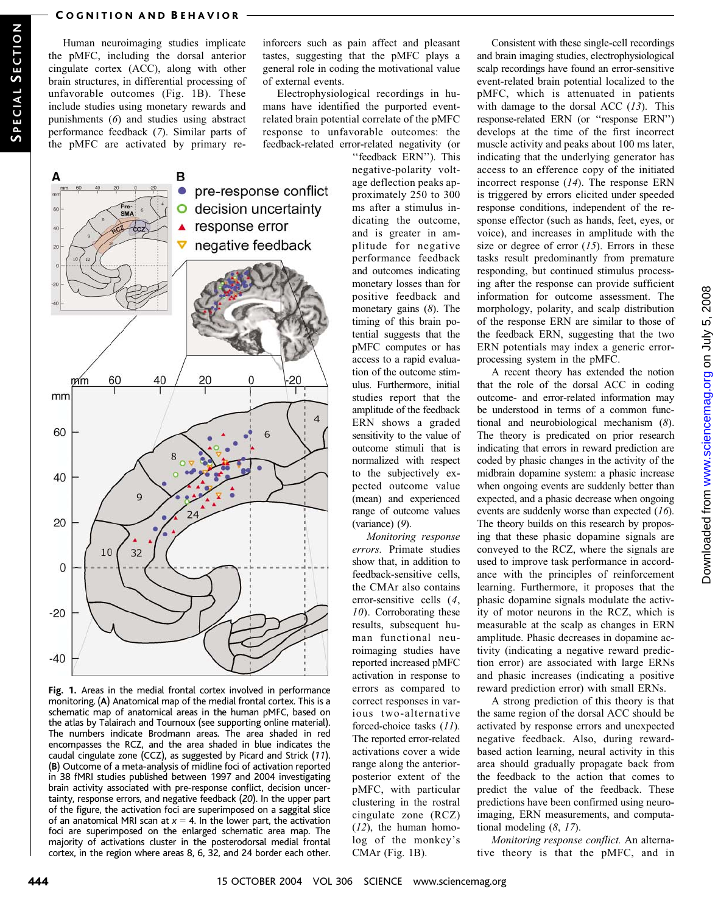Human neuroimaging studies implicate the pMFC, including the dorsal anterior cingulate cortex (ACC), along with other brain structures, in differential processing of unfavorable outcomes (Fig. 1B). These include studies using monetary rewards and punishments (*6*) and studies using abstract performance feedback (*7*). Similar parts of the pMFC are activated by primary reinforcers such as pain affect and pleasant tastes, suggesting that the pMFC plays a general role in coding the motivational value of external events.

Electrophysiological recordings in humans have identified the purported event-related brain potential correlate of the pMFC response to unfavorable outcomes: the feedback-related error-related negativity (or "feedback ERN"). This negative-polarity voltage deflection peaks approximately 250 to 300 ms after a stimulus indicating the outcome, and is greater in amplitude for negative performance feedback and outcomes indicating monetary losses than for positive feedback and monetary gains (*8*). The timing of this brain potential suggests that the pMFC computes or has access to a rapid evaluation of the outcome stimulus. Furthermore, initial studies report that the amplitude of the feedback ERN shows a graded sensitivity to the value of outcome stimuli that is normalized with respect to the subjectively expected outcome value (mean) and experienced range of outcome values (variance) (*9*).

A
mm 60 40 20 0 -20
mm
60
40
20
0
-20
-40
Pre-SMA
RCZ
CCZ
6
8
9
24
32
10

B
pre-response conflict
decision uncertainty
response error
negative feedback

mm 60 40 20 0 -20
mm
60
40
20
0
-20
-40
4
6
8
9
24
10
32

Fig. 1. Areas in the medial frontal cortex involved in performance monitoring. (A) Anatomical map of the medial frontal cortex. This is a schematic map of anatomical areas in the human pMFC, based on the atlas by Talairach and Tournoux (see supporting online material). The numbers indicate Brodmann areas. The area shaded in red encompasses the RCZ, and the area shaded in blue indicates the caudal cingulate zone (CCZ), as suggested by Picard and Strick (*11*). (B) Outcome of a meta-analysis of midline foci of activation reported in 38 fMRI studies published between 1997 and 2004 investigating brain activity associated with pre-response conflict, decision uncertainty, response errors, and negative feedback (*20*). In the upper part of the figure, the activation foci are superimposed on a saggital slice of an anatomical MRI scan at $x = 4$. In the lower part, the activation foci are superimposed on the enlarged schematic area map. The majority of activations cluster in the posterodorsal medial frontal cortex, in the region where areas 8, 6, 32, and 24 border each other.

*Monitoring response errors.* Primate studies show that, in addition to feedback-sensitive cells, the CMAr also contains error-sensitive cells (*4*, *10*). Corroborating these results, subsequent human functional neuroimaging studies have reported increased pMFC activation in response to errors as compared to correct responses in various two-alternative forced-choice tasks (*11*). The reported error-related activations cover a wide range along the anterior-posterior extent of the pMFC, with particular clustering in the rostral cingulate zone (RCZ) (*12*), the human homolog of the monkey's CMAr (Fig. 1B).

Consistent with these single-cell recordings and brain imaging studies, electrophysiological scalp recordings have found an error-sensitive event-related brain potential localized to the pMFC, which is attenuated in patients with damage to the dorsal ACC (*13*). This response-related ERN (or "response ERN") develops at the time of the first incorrect muscle activity and peaks about 100 ms later, indicating that the underlying generator has access to an efference copy of the initiated incorrect response (*14*). The response ERN is triggered by errors elicited under speeded response conditions, independent of the response effector (such as hands, feet, eyes, or voice), and increases in amplitude with the size or degree of error (*15*). Errors in these tasks result predominantly from premature responding, but continued stimulus processing after the response can provide sufficient information for outcome assessment. The morphology, polarity, and scalp distribution of the response ERN are similar to those of the feedback ERN, suggesting that the two ERN potentials may index a generic error-processing system in the pMFC.

A recent theory has extended the notion that the role of the dorsal ACC in coding outcome- and error-related information may be understood in terms of a common functional and neurobiological mechanism (*8*). The theory is predicated on prior research indicating that errors in reward prediction are coded by phasic changes in the activity of the midbrain dopamine system: a phasic increase when ongoing events are suddenly better than expected, and a phasic decrease when ongoing events are suddenly worse than expected (*16*). The theory builds on this research by proposing that these phasic dopamine signals are conveyed to the RCZ, where the signals are used to improve task performance in accordance with the principles of reinforcement learning. Furthermore, it proposes that the phasic dopamine signals modulate the activity of motor neurons in the RCZ, which is measurable at the scalp as changes in ERN amplitude. Phasic decreases in dopamine activity (indicating a negative reward prediction error) are associated with large ERNs and phasic increases (indicating a positive reward prediction error) with small ERNs.

A strong prediction of this theory is that the same region of the dorsal ACC should be activated by response errors and unexpected negative feedback. Also, during reward-based action learning, neural activity in this area should gradually propagate back from the feedback to the action that comes to predict the value of the feedback. These predictions have been confirmed using neuroimaging, ERN measurements, and computational modeling (*8*, *17*).

*Monitoring response conflict.* An alternative theory is that the pMFC, and in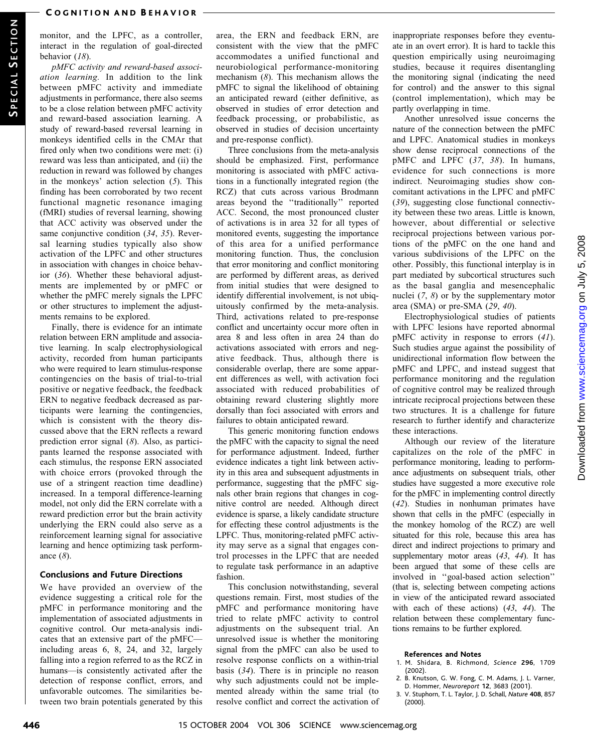monitor, and the LPFC, as a controller, interact in the regulation of goal-directed behavior (*18*).

*pMFC activity and reward-based association learning.* In addition to the link between pMFC activity and immediate adjustments in performance, there also seems to be a close relation between pMFC activity and reward-based association learning. A study of reward-based reversal learning in monkeys identified cells in the CMAr that fired only when two conditions were met: (i) reward was less than anticipated, and (ii) the reduction in reward was followed by changes in the monkeys' action selection (*5*). This finding has been corroborated by two recent functional magnetic resonance imaging (fMRI) studies of reversal learning, showing that ACC activity was observed under the same conjunctive condition (*34*, *35*). Reversal learning studies typically also show activation of the LPFC and other structures in association with changes in choice behavior (*36*). Whether these behavioral adjustments are implemented by or pMFC or whether the pMFC merely signals the LPFC or other structures to implement the adjustments remains to be explored.

Finally, there is evidence for an intimate relation between ERN amplitude and associative learning. In scalp electrophysiological activity, recorded from human participants who were required to learn stimulus-response contingencies on the basis of trial-to-trial positive or negative feedback, the feedback ERN to negative feedback decreased as participants were learning the contingencies, which is consistent with the theory discussed above that the ERN reflects a reward prediction error signal (*8*). Also, as participants learned the response associated with each stimulus, the response ERN associated with choice errors (provoked through the use of a stringent reaction time deadline) increased. In a temporal difference-learning model, not only did the ERN correlate with a reward prediction error but the brain activity underlying the ERN could also serve as a reinforcement learning signal for associative learning and hence optimizing task performance (*8*).

## Conclusions and Future Directions

We have provided an overview of the evidence suggesting a critical role for the pMFC in performance monitoring and the implementation of associated adjustments in cognitive control. Our meta-analysis indicates that an extensive part of the pMFC—including areas 6, 8, 24, and 32, largely falling into a region referred to as the RCZ in humans—is consistently activated after the detection of response conflict, errors, and unfavorable outcomes. The similarities between two brain potentials generated by this area, the ERN and feedback ERN, are consistent with the view that the pMFC accommodates a unified functional and neurobiological performance-monitoring mechanism (*8*). This mechanism allows the pMFC to signal the likelihood of obtaining an anticipated reward (either definitive, as observed in studies of error detection and feedback processing, or probabilistic, as observed in studies of decision uncertainty and pre-response conflict).

Three conclusions from the meta-analysis should be emphasized. First, performance monitoring is associated with pMFC activations in a functionally integrated region (the RCZ) that cuts across various Brodmann areas beyond the "traditionally" reported ACC. Second, the most pronounced cluster of activations is in area 32 for all types of monitored events, suggesting the importance of this area for a unified performance monitoring function. Thus, the conclusion that error monitoring and conflict monitoring are performed by different areas, as derived from initial studies that were designed to identify differential involvement, is not ubiquitously confirmed by the meta-analysis. Third, activations related to pre-response conflict and uncertainty occur more often in area 8 and less often in area 24 than do activations associated with errors and negative feedback. Thus, although there is considerable overlap, there are some apparent differences as well, with activation foci associated with reduced probabilities of obtaining reward clustering slightly more dorsally than foci associated with errors and failures to obtain anticipated reward.

This generic monitoring function endows the pMFC with the capacity to signal the need for performance adjustment. Indeed, further evidence indicates a tight link between activity in this area and subsequent adjustments in performance, suggesting that the pMFC signals other brain regions that changes in cognitive control are needed. Although direct evidence is sparse, a likely candidate structure for effecting these control adjustments is the LPFC. Thus, monitoring-related pMFC activity may serve as a signal that engages control processes in the LPFC that are needed to regulate task performance in an adaptive fashion.

This conclusion notwithstanding, several questions remain. First, most studies of the pMFC and performance monitoring have tried to relate pMFC activity to control adjustments on the subsequent trial. An unresolved issue is whether the monitoring signal from the pMFC can also be used to resolve response conflicts on a within-trial basis (*34*). There is in principle no reason why such adjustments could not be implemented already within the same trial (to resolve conflict and correct the activation of inappropriate responses before they eventuate in an overt error). It is hard to tackle this question empirically using neuroimaging studies, because it requires disentangling the monitoring signal (indicating the need for control) and the answer to this signal (control implementation), which may be partly overlapping in time.

Another unresolved issue concerns the nature of the connection between the pMFC and LPFC. Anatomical studies in monkeys show dense reciprocal connections of the pMFC and LPFC (*37*, *38*). In humans, evidence for such connections is more indirect. Neuroimaging studies show concomitant activations in the LPFC and pMFC (*39*), suggesting close functional connectivity between these two areas. Little is known, however, about differential or selective reciprocal projections between various portions of the pMFC on the one hand and various subdivisions of the LPFC on the other. Possibly, this functional interplay is in part mediated by subcortical structures such as the basal ganglia and mesencephalic nuclei (*7*, *8*) or by the supplementary motor area (SMA) or pre-SMA (*29*, *40*).

Electrophysiological studies of patients with LPFC lesions have reported abnormal pMFC activity in response to errors (*41*). Such studies argue against the possibility of unidirectional information flow between the pMFC and LPFC, and instead suggest that performance monitoring and the regulation of cognitive control may be realized through intricate reciprocal projections between these two structures. It is a challenge for future research to further identify and characterize these interactions.

Although our review of the literature capitalizes on the role of the pMFC in performance monitoring, leading to performance adjustments on subsequent trials, other studies have suggested a more executive role for the pMFC in implementing control directly (*42*). Studies in nonhuman primates have shown that cells in the pMFC (especially in the monkey homolog of the RCZ) are well situated for this role, because this area has direct and indirect projections to primary and supplementary motor areas (*43*, *44*). It has been argued that some of these cells are involved in "goal-based action selection" (that is, selecting between competing actions in view of the anticipated reward associated with each of these actions) (*43*, *44*). The relation between these complementary functions remains to be further explored.

### References and Notes

1. M. Shidara, B. Richmond, *Science* **296**, 1709 (2002).
2. B. Knutson, G. W. Fong, C. M. Adams, J. L. Varner, D. Hommer, *Neuroreport* **12**, 3683 (2001).
3. V. Stuphorn, T. L. Taylor, J. D. Schall, *Nature* **408**, 857 (2000).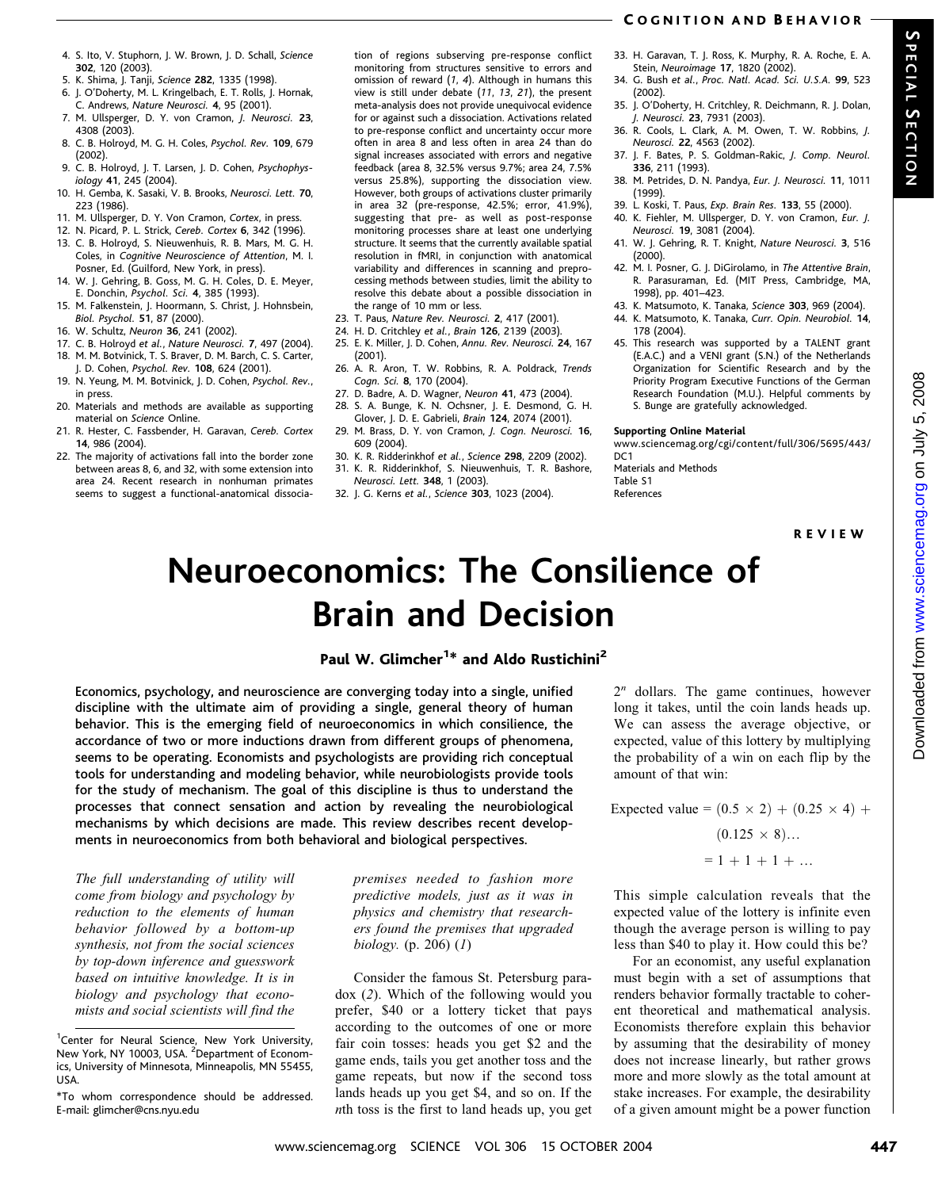4. S. Ito, V. Stuphorn, J. W. Brown, J. D. Schall, *Science* **302**, 120 (2003).
5. K. Shima, J. Tanji, *Science* **282**, 1335 (1998).
6. J. O'Doherty, M. L. Kringelbach, E. T. Rolls, J. Hornak, C. Andrews, *Nature Neurosci.* **4**, 95 (2001).
7. M. Ullsperger, D. Y. von Cramon, *J. Neurosci.* **23**, 4308 (2003).
8. C. B. Holroyd, M. G. H. Coles, *Psychol. Rev.* **109**, 679 (2002).
9. C. B. Holroyd, J. T. Larsen, J. D. Cohen, *Psychophysiology* **41**, 245 (2004).
10. H. Gemba, K. Sasaki, V. B. Brooks, *Neurosci. Lett.* **70**, 223 (1986).
11. M. Ullsperger, D. Y. Von Cramon, *Cortex*, in press.
12. N. Picard, P. L. Strick, *Cereb. Cortex* **6**, 342 (1996).
13. C. B. Holroyd, S. Nieuwenhuis, R. B. Mars, M. G. H. Coles, in *Cognitive Neuroscience of Attention*, M. I. Posner, Ed. (Guilford, New York, in press).
14. W. J. Gehring, B. Goss, M. G. H. Coles, D. E. Meyer, E. Donchin, *Psychol. Sci.* **4**, 385 (1993).
15. M. Falkenstein, J. Hoormann, S. Christ, J. Hohnsbein, *Biol. Psychol.* **51**, 87 (2000).
16. W. Schultz, *Neuron* **36**, 241 (2002).
17. C. B. Holroyd *et al.*, *Nature Neurosci.* **7**, 497 (2004).
18. M. M. Botvinick, T. S. Braver, D. M. Barch, C. S. Carter, J. D. Cohen, *Psychol. Rev.* **108**, 624 (2001).
19. N. Yeung, M. M. Botvinick, J. D. Cohen, *Psychol. Rev.*, in press.
20. Materials and methods are available as supporting material on *Science* Online.
21. R. Hester, C. Fassbender, H. Garavan, *Cereb. Cortex* **14**, 986 (2004).
22. The majority of activations fall into the border zone between areas 8, 6, and 32, with some extension into area 24. Recent research in nonhuman primates seems to suggest a functional-anatomical dissociation of regions subserving pre-response conflict monitoring from structures sensitive to errors and omission of reward (*1*, *4*). Although in humans this view is still under debate (*11*, *13*, *21*), the present meta-analysis does not provide unequivocal evidence for or against such a dissociation. Activations related to pre-response conflict and uncertainty occur more often in area 8 and less often in area 24 than do signal increases associated with errors and negative feedback (area 8, 32.5% versus 9.7%; area 24, 7.5% versus 25.8%), supporting the dissociation view. However, both groups of activations cluster primarily in area 32 (pre-response, 42.5%; error, 41.9%), suggesting that pre- as well as post-response monitoring processes share at least one underlying structure. It seems that the currently available spatial resolution in fMRI, in conjunction with anatomical variability and differences in scanning and preprocessing methods between studies, limit the ability to resolve this debate about a possible dissociation in the range of 10 mm or less.
23. T. Paus, *Nature Rev. Neurosci.* **2**, 417 (2001).
24. H. D. Critchley *et al.*, *Brain* **126**, 2139 (2003).
25. E. K. Miller, J. D. Cohen, *Annu. Rev. Neurosci.* **24**, 167 (2001).
26. A. R. Aron, T. W. Robbins, R. A. Poldrack, *Trends Cogn. Sci.* **8**, 170 (2004).
27. D. Badre, A. D. Wagner, *Neuron* **41**, 473 (2004).
28. S. A. Bunge, K. N. Ochsner, J. E. Desmond, G. H. Glover, J. D. E. Gabrieli, *Brain* **124**, 2074 (2001).
29. M. Brass, D. Y. von Cramon, *J. Cogn. Neurosci.* **16**, 609 (2004).
30. K. R. Ridderinkhof *et al.*, *Science* **298**, 2209 (2002).
31. K. R. Ridderinkhof, S. Nieuwenhuis, T. R. Bashore, *Neurosci. Lett.* **348**, 1 (2003).
32. J. G. Kerns *et al.*, *Science* **303**, 1023 (2004).
33. H. Garavan, T. J. Ross, K. Murphy, R. A. Roche, E. A. Stein, *Neuroimage* **17**, 1820 (2002).
34. G. Bush *et al.*, *Proc. Natl. Acad. Sci. U.S.A.* **99**, 523 (2002).
35. J. O'Doherty, H. Critchley, R. Deichmann, R. J. Dolan, *J. Neurosci.* **23**, 7931 (2003).
36. R. Cools, L. Clark, A. M. Owen, T. W. Robbins, *J. Neurosci.* **22**, 4563 (2002).
37. J. F. Bates, P. S. Goldman-Rakic, *J. Comp. Neurol.* **336**, 211 (1993).
38. M. Petrides, D. N. Pandya, *Eur. J. Neurosci.* **11**, 1011 (1999).
39. L. Koski, T. Paus, *Exp. Brain Res.* **133**, 55 (2000).
40. K. Fiehler, M. Ullsperger, D. Y. von Cramon, *Eur. J. Neurosci.* **19**, 3081 (2004).
41. W. J. Gehring, R. T. Knight, *Nature Neurosci.* **3**, 516 (2000).
42. M. I. Posner, G. J. DiGirolamo, in *The Attentive Brain*, R. Parasuraman, Ed. (MIT Press, Cambridge, MA, 1998), pp. 401–423.
43. K. Matsumoto, K. Tanaka, *Science* **303**, 969 (2004).
44. K. Matsumoto, K. Tanaka, *Curr. Opin. Neurobiol.* **14**, 178 (2004).
45. This research was supported by a TALENT grant (E.A.C.) and a VENI grant (S.N.) of the Netherlands Organization for Scientific Research and by the Priority Program Executive Functions of the German Research Foundation (M.U.). Helpful comments by S. Bunge are gratefully acknowledged.

**Supporting Online Material**

www.sciencemag.org/cgi/content/full/306/5695/443/DC1
Materials and Methods
Table S1
References

REVIEW

# Neuroeconomics: The Consilience of Brain and Decision

**Paul W. Glimcher[1]\* and Aldo Rustichini[2]**

**Economics, psychology, and neuroscience are converging today into a single, unified discipline with the ultimate aim of providing a single, general theory of human behavior. This is the emerging field of neuroeconomics in which consilience, the accordance of two or more inductions drawn from different groups of phenomena, seems to be operating. Economists and psychologists are providing rich conceptual tools for understanding and modeling behavior, while neurobiologists provide tools for the study of mechanism. The goal of this discipline is thus to understand the processes that connect sensation and action by revealing the neurobiological mechanisms by which decisions are made. This review describes recent developments in neuroeconomics from both behavioral and biological perspectives.**

*The full understanding of utility will come from biology and psychology by reduction to the elements of human behavior followed by a bottom-up synthesis, not from the social sciences by top-down inference and guesswork based on intuitive knowledge. It is in biology and psychology that economists and social scientists will find the premises needed to fashion more predictive models, just as it was in physics and chemistry that researchers found the premises that upgraded biology.* (p. 206) (*1*)

Consider the famous St. Petersburg paradox (*2*). Which of the following would you prefer, \$40 or a lottery ticket that pays according to the outcomes of one or more fair coin tosses: heads you get \$2 and the game ends, tails you get another toss and the game repeats, but now if the second toss lands heads up you get \$4, and so on. If the $n$th toss is the first to land heads up, you get $2^n$ dollars. The game continues, however long it takes, until the coin lands heads up. We can assess the average objective, or expected, value of this lottery by multiplying the probability of a win on each flip by the amount of that win:

$$\text{Expected value} = (0.5 \times 2) + (0.25 \times 4) + (0.125 \times 8)\ldots$$
$$= 1 + 1 + 1 + \ldots$$

This simple calculation reveals that the expected value of the lottery is infinite even though the average person is willing to pay less than \$40 to play it. How could this be?

For an economist, any useful explanation must begin with a set of assumptions that renders behavior formally tractable to coherent theoretical and mathematical analysis. Economists therefore explain this behavior by assuming that the desirability of money does not increase linearly, but rather grows more and more slowly as the total amount at stake increases. For example, the desirability of a given amount might be a power function

[1]Center for Neural Science, New York University, New York, NY 10003, USA. [2]Department of Economics, University of Minnesota, Minneapolis, MN 55455, USA.

\*To whom correspondence should be addressed. E-mail: glimcher@cns.nyu.edu